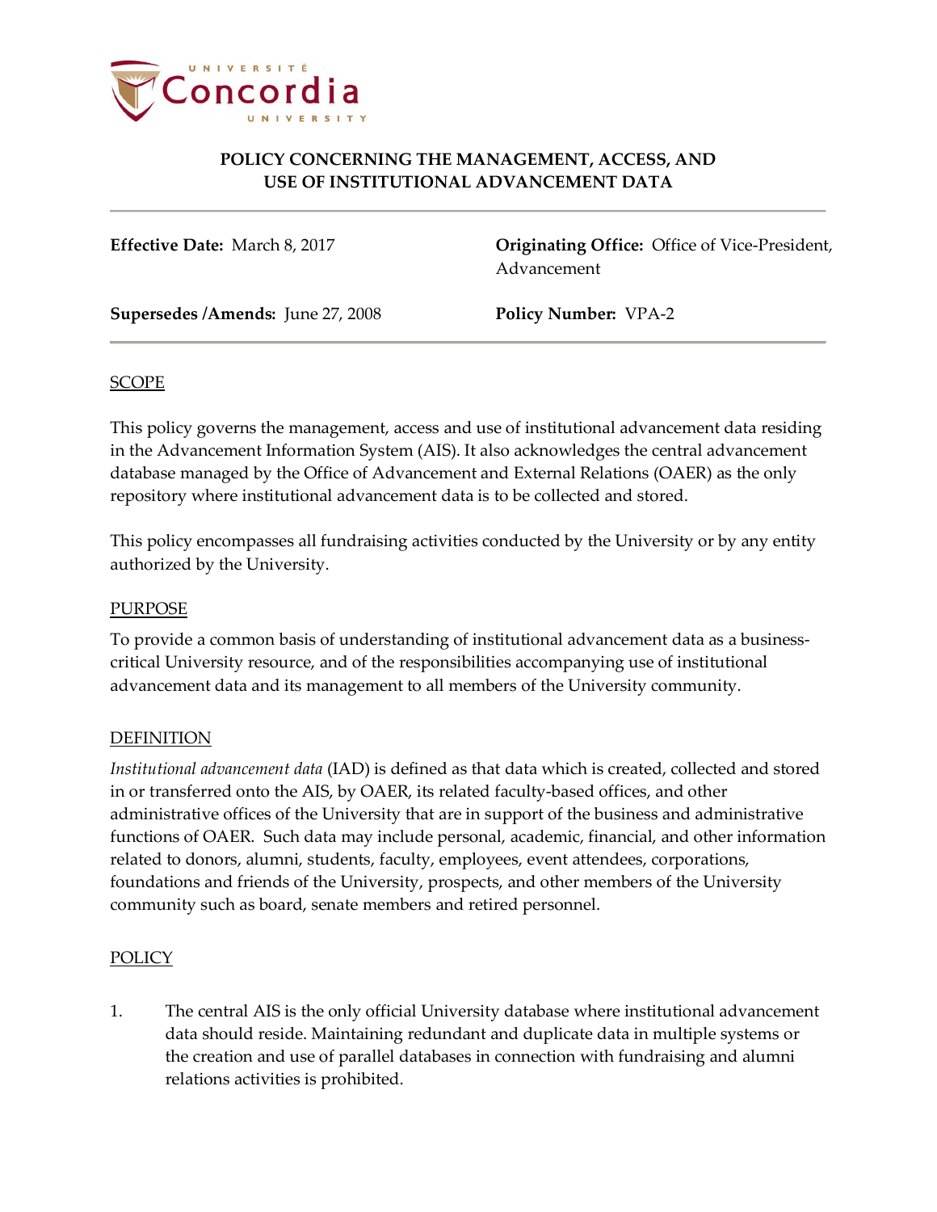# POLICY CONCERNING THE MANAGEMENT, ACCESS, AND USE OF INSTITUTIONAL ADVANCEMENT DATA

| | |
|---|---|
| **Effective Date:** March 8, 2017 | **Originating Office:** Office of Vice-President, Advancement |
| **Supersedes /Amends:** June 27, 2008 | **Policy Number:** VPA-2 |

## SCOPE

This policy governs the management, access and use of institutional advancement data residing in the Advancement Information System (AIS). It also acknowledges the central advancement database managed by the Office of Advancement and External Relations (OAER) as the only repository where institutional advancement data is to be collected and stored.

This policy encompasses all fundraising activities conducted by the University or by any entity authorized by the University.

## PURPOSE

To provide a common basis of understanding of institutional advancement data as a business-critical University resource, and of the responsibilities accompanying use of institutional advancement data and its management to all members of the University community.

## DEFINITION

*Institutional advancement data* (IAD) is defined as that data which is created, collected and stored in or transferred onto the AIS, by OAER, its related faculty-based offices, and other administrative offices of the University that are in support of the business and administrative functions of OAER. Such data may include personal, academic, financial, and other information related to donors, alumni, students, faculty, employees, event attendees, corporations, foundations and friends of the University, prospects, and other members of the University community such as board, senate members and retired personnel.

## POLICY

1. The central AIS is the only official University database where institutional advancement data should reside. Maintaining redundant and duplicate data in multiple systems or the creation and use of parallel databases in connection with fundraising and alumni relations activities is prohibited.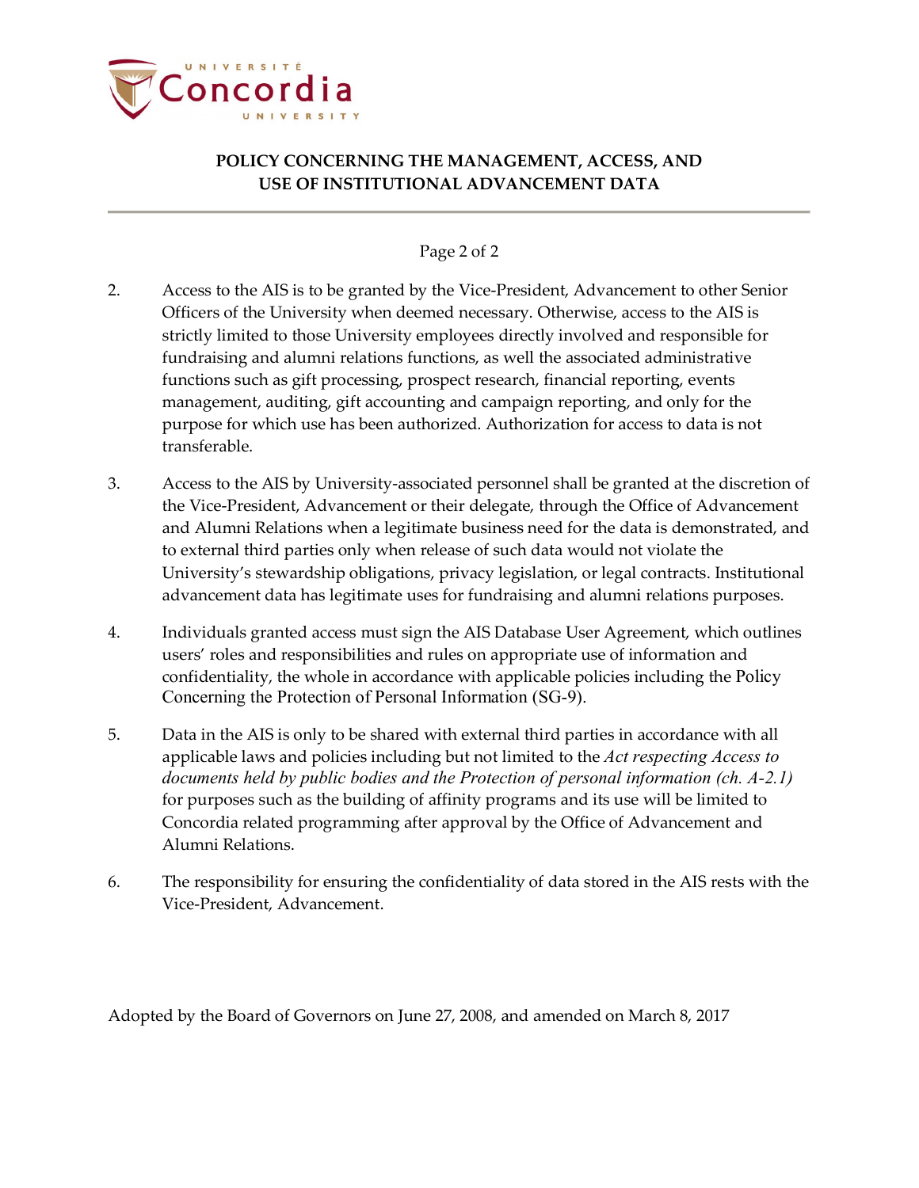# POLICY CONCERNING THE MANAGEMENT, ACCESS, AND USE OF INSTITUTIONAL ADVANCEMENT DATA

2. Access to the AIS is to be granted by the Vice-President, Advancement to other Senior Officers of the University when deemed necessary. Otherwise, access to the AIS is strictly limited to those University employees directly involved and responsible for fundraising and alumni relations functions, as well the associated administrative functions such as gift processing, prospect research, financial reporting, events management, auditing, gift accounting and campaign reporting, and only for the purpose for which use has been authorized. Authorization for access to data is not transferable.

3. Access to the AIS by University-associated personnel shall be granted at the discretion of the Vice-President, Advancement or their delegate, through the Office of Advancement and Alumni Relations when a legitimate business need for the data is demonstrated, and to external third parties only when release of such data would not violate the University's stewardship obligations, privacy legislation, or legal contracts. Institutional advancement data has legitimate uses for fundraising and alumni relations purposes.

4. Individuals granted access must sign the AIS Database User Agreement, which outlines users' roles and responsibilities and rules on appropriate use of information and confidentiality, the whole in accordance with applicable policies including the Policy Concerning the Protection of Personal Information (SG-9).

5. Data in the AIS is only to be shared with external third parties in accordance with all applicable laws and policies including but not limited to the *Act respecting Access to documents held by public bodies and the Protection of personal information (ch. A-2.1)* for purposes such as the building of affinity programs and its use will be limited to Concordia related programming after approval by the Office of Advancement and Alumni Relations.

6. The responsibility for ensuring the confidentiality of data stored in the AIS rests with the Vice-President, Advancement.

Adopted by the Board of Governors on June 27, 2008, and amended on March 8, 2017